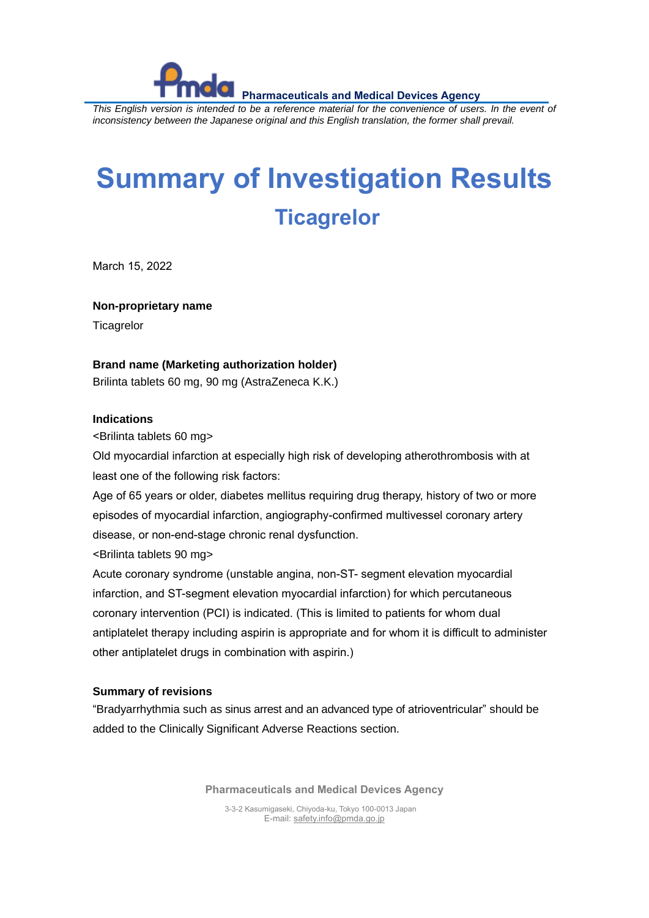Pharmaceuticals and Medical Devices Agency

*This English version is intended to be a reference material for the convenience of users. In the event of inconsistency between the Japanese original and this English translation, the former shall prevail.*

# Summary of Investigation Results

## Ticagrelor

March 15, 2022

**Non-proprietary name**

Ticagrelor

**Brand name (Marketing authorization holder)**

Brilinta tablets 60 mg, 90 mg (AstraZeneca K.K.)

**Indications**

<Brilinta tablets 60 mg>

Old myocardial infarction at especially high risk of developing atherothrombosis with at least one of the following risk factors:

Age of 65 years or older, diabetes mellitus requiring drug therapy, history of two or more episodes of myocardial infarction, angiography-confirmed multivessel coronary artery disease, or non-end-stage chronic renal dysfunction.

<Brilinta tablets 90 mg>

Acute coronary syndrome (unstable angina, non-ST- segment elevation myocardial infarction, and ST-segment elevation myocardial infarction) for which percutaneous coronary intervention (PCI) is indicated. (This is limited to patients for whom dual antiplatelet therapy including aspirin is appropriate and for whom it is difficult to administer other antiplatelet drugs in combination with aspirin.)

**Summary of revisions**

"Bradyarrhythmia such as sinus arrest and an advanced type of atrioventricular" should be added to the Clinically Significant Adverse Reactions section.

Pharmaceuticals and Medical Devices Agency

3-3-2 Kasumigaseki, Chiyoda-ku, Tokyo 100-0013 Japan
E-mail: safety.info@pmda.go.jp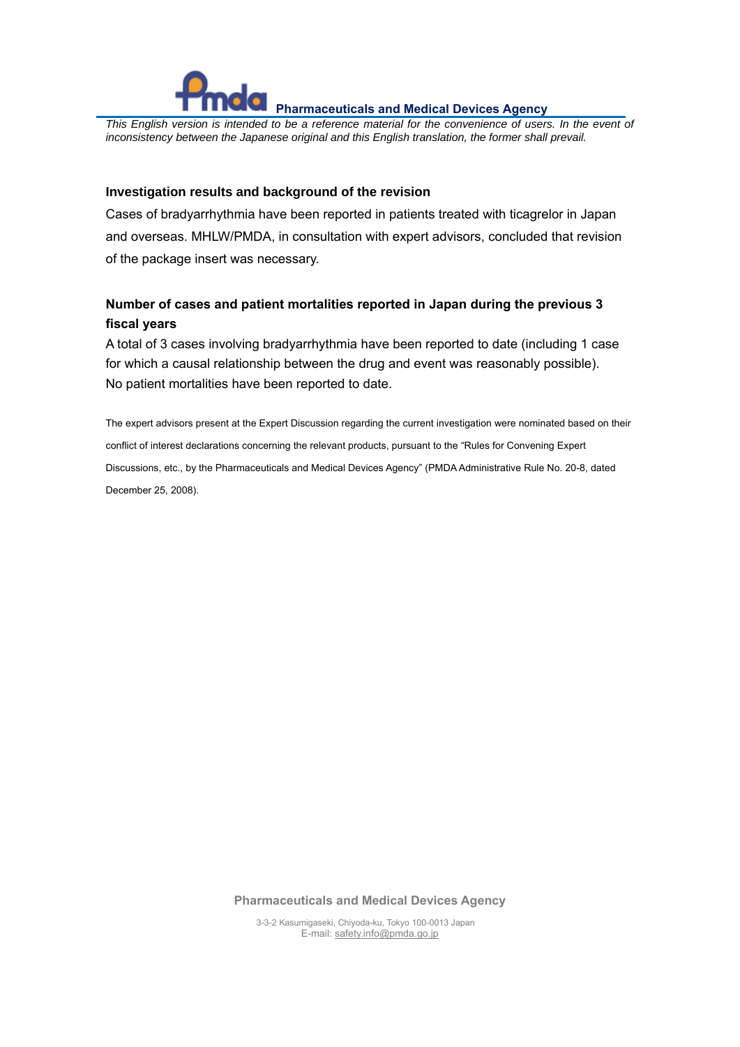*This English version is intended to be a reference material for the convenience of users. In the event of inconsistency between the Japanese original and this English translation, the former shall prevail.*

### Investigation results and background of the revision

Cases of bradyarrhythmia have been reported in patients treated with ticagrelor in Japan and overseas. MHLW/PMDA, in consultation with expert advisors, concluded that revision of the package insert was necessary.

### Number of cases and patient mortalities reported in Japan during the previous 3 fiscal years

A total of 3 cases involving bradyarrhythmia have been reported to date (including 1 case for which a causal relationship between the drug and event was reasonably possible).
No patient mortalities have been reported to date.

The expert advisors present at the Expert Discussion regarding the current investigation were nominated based on their conflict of interest declarations concerning the relevant products, pursuant to the "Rules for Convening Expert Discussions, etc., by the Pharmaceuticals and Medical Devices Agency" (PMDA Administrative Rule No. 20-8, dated December 25, 2008).

**Pharmaceuticals and Medical Devices Agency**

3-3-2 Kasumigaseki, Chiyoda-ku, Tokyo 100-0013 Japan
E-mail: safety.info@pmda.go.jp